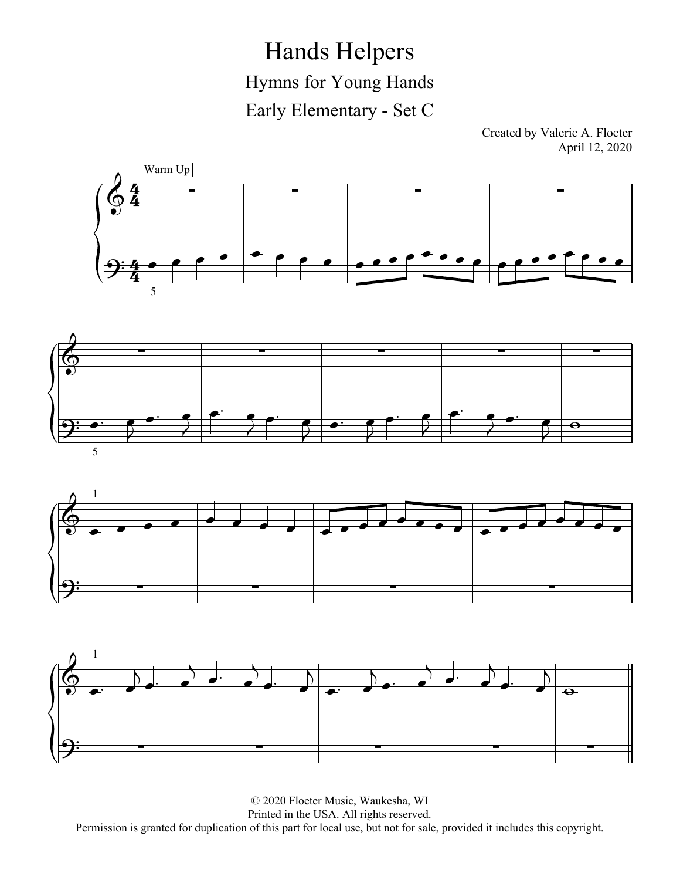# Hands Helpers

## Hymns for Young Hands

## Early Elementary - Set C

Created by Valerie A. Floeter
April 12, 2020

Warm Up

© 2020 Floeter Music, Waukesha, WI
Printed in the USA. All rights reserved.
Permission is granted for duplication of this part for local use, but not for sale, provided it includes this copyright.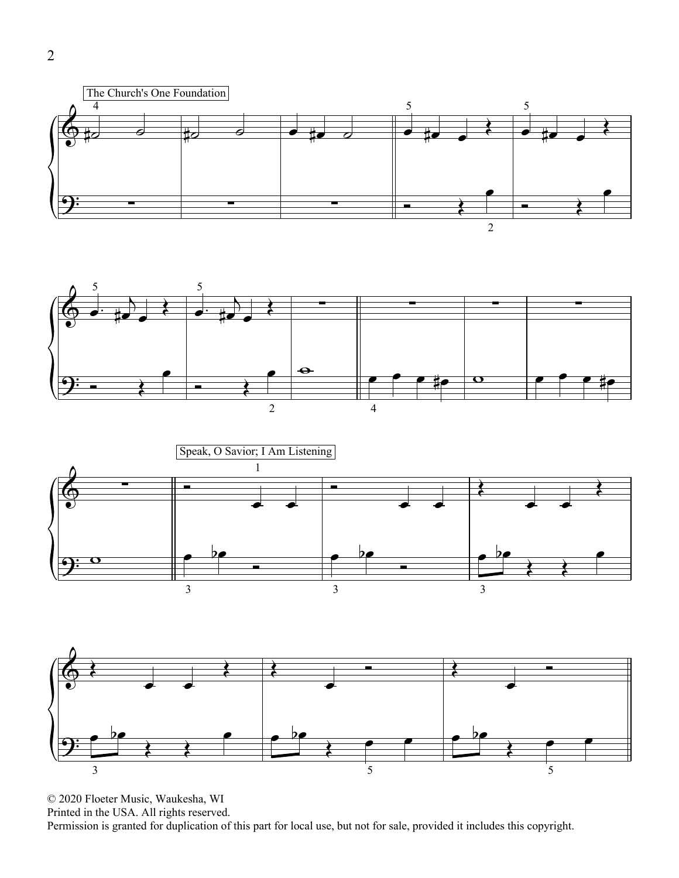The Church's One Foundation

Speak, O Savior; I Am Listening

© 2020 Floeter Music, Waukesha, WI
Printed in the USA. All rights reserved.
Permission is granted for duplication of this part for local use, but not for sale, provided it includes this copyright.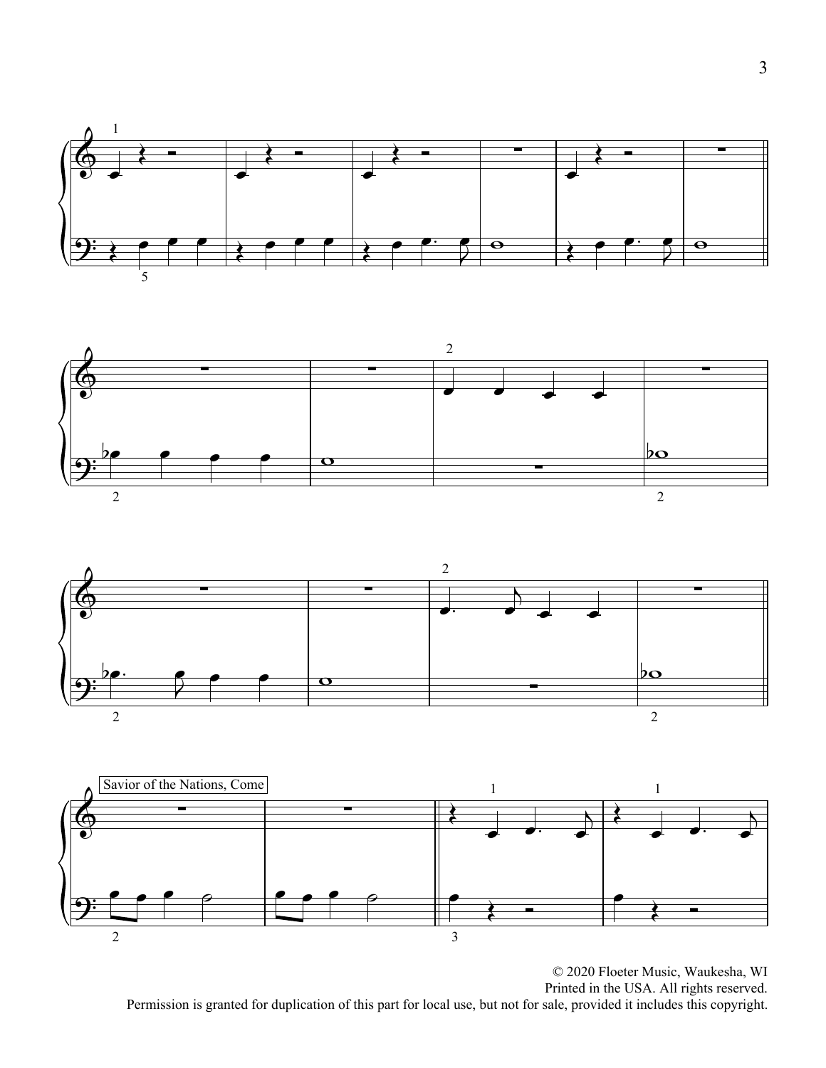Savior of the Nations, Come

© 2020 Floeter Music, Waukesha, WI
Printed in the USA. All rights reserved.
Permission is granted for duplication of this part for local use, but not for sale, provided it includes this copyright.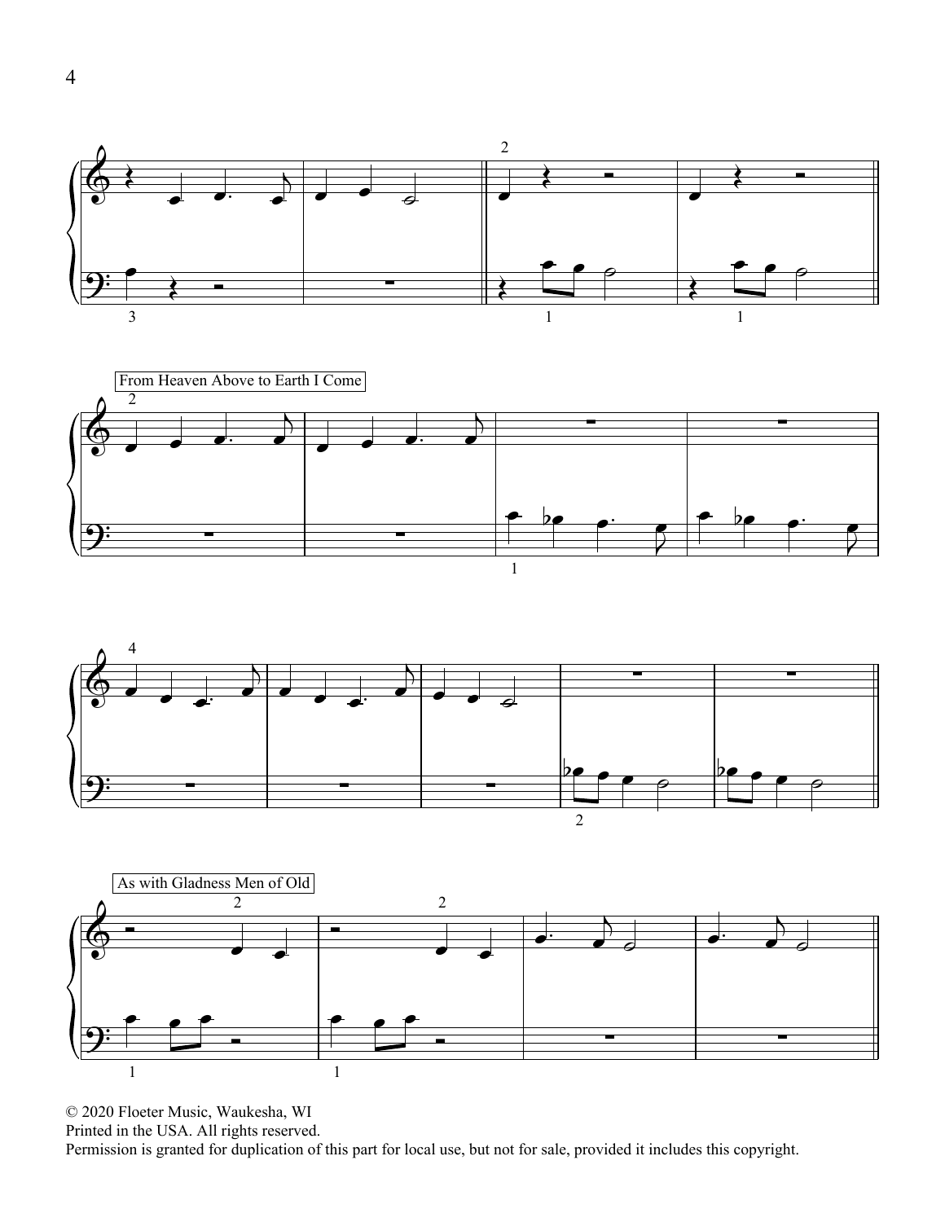From Heaven Above to Earth I Come

As with Gladness Men of Old

© 2020 Floeter Music, Waukesha, WI
Printed in the USA. All rights reserved.
Permission is granted for duplication of this part for local use, but not for sale, provided it includes this copyright.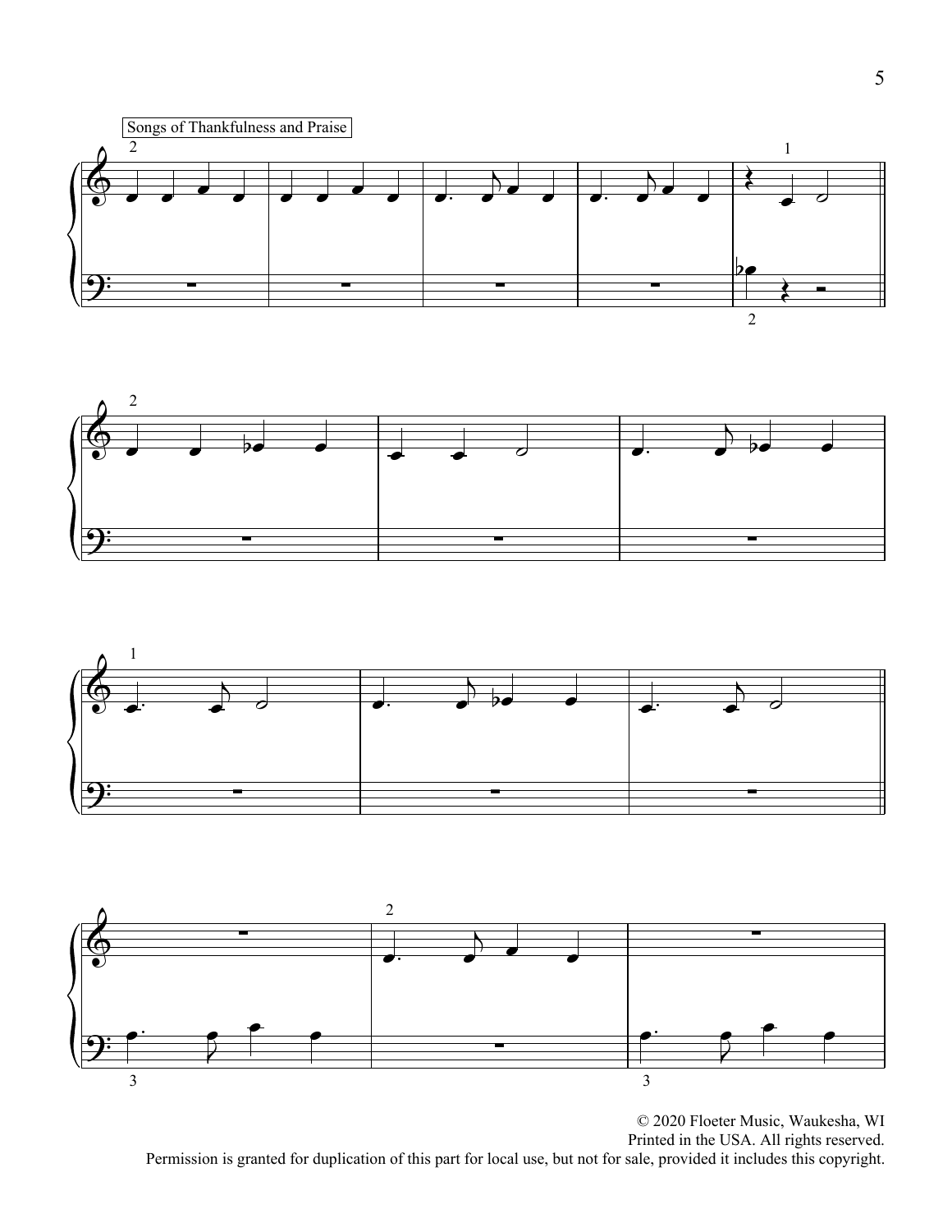Songs of Thankfulness and Praise

© 2020 Floeter Music, Waukesha, WI
Printed in the USA. All rights reserved.
Permission is granted for duplication of this part for local use, but not for sale, provided it includes this copyright.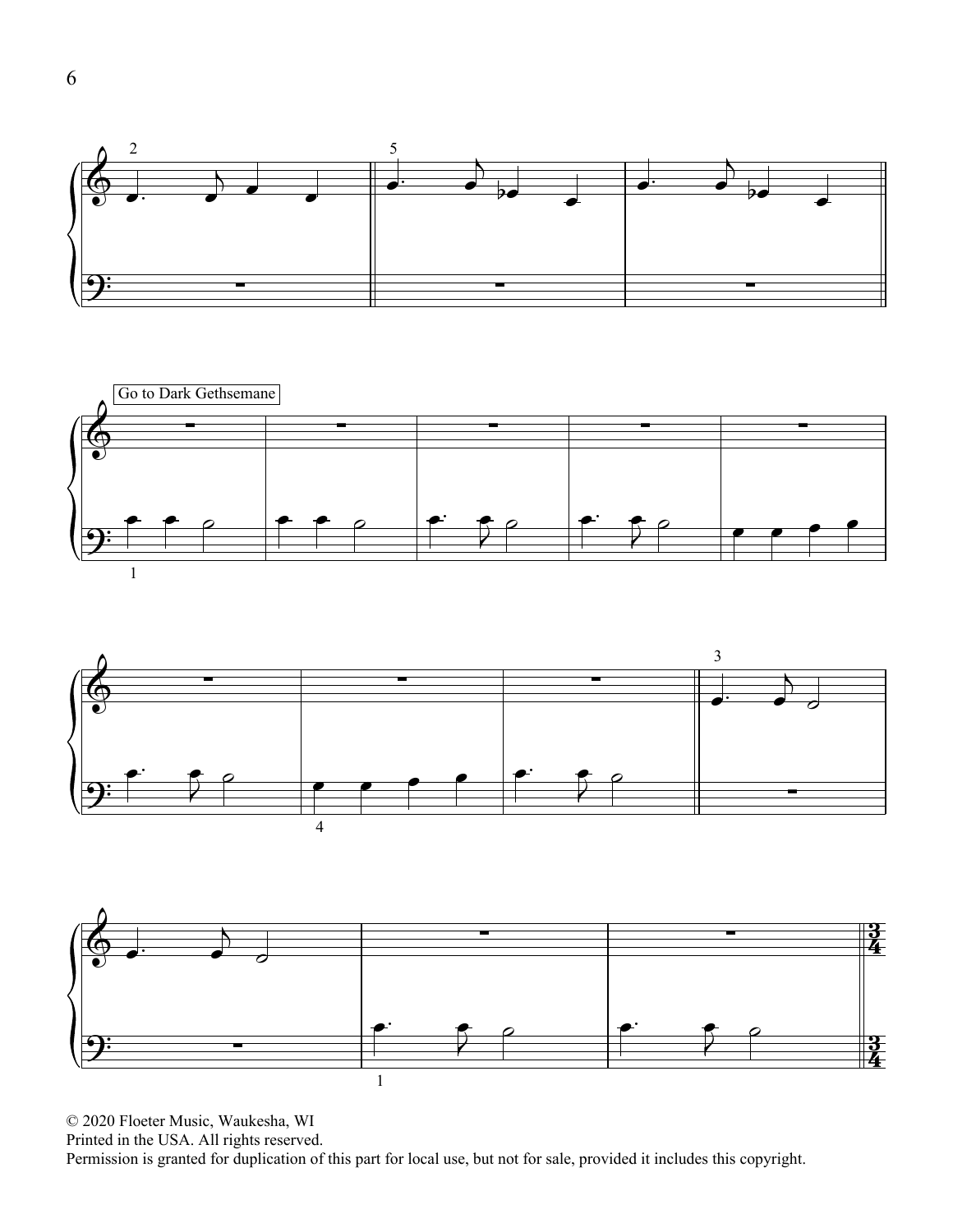Go to Dark Gethsemane

© 2020 Floeter Music, Waukesha, WI
Printed in the USA. All rights reserved.
Permission is granted for duplication of this part for local use, but not for sale, provided it includes this copyright.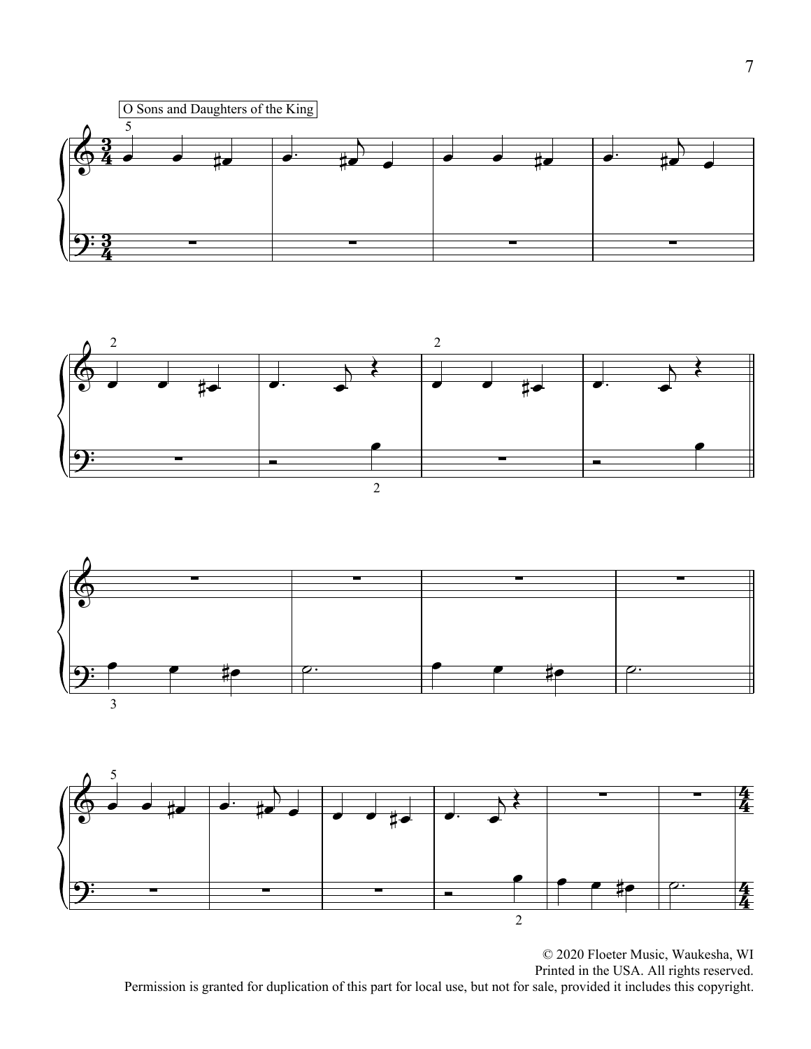O Sons and Daughters of the King

© 2020 Floeter Music, Waukesha, WI
Printed in the USA. All rights reserved.
Permission is granted for duplication of this part for local use, but not for sale, provided it includes this copyright.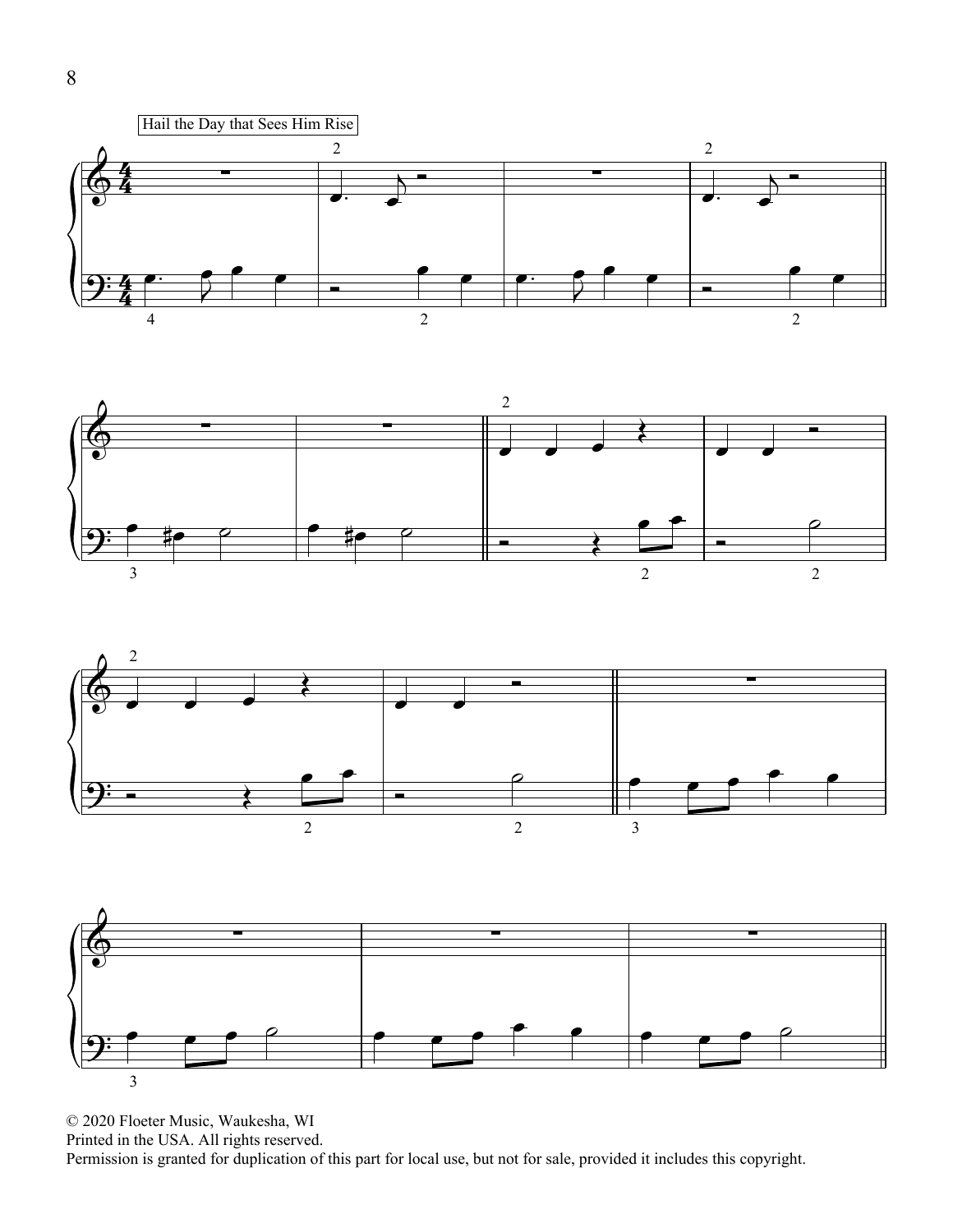Hail the Day that Sees Him Rise

© 2020 Floeter Music, Waukesha, WI
Printed in the USA. All rights reserved.
Permission is granted for duplication of this part for local use, but not for sale, provided it includes this copyright.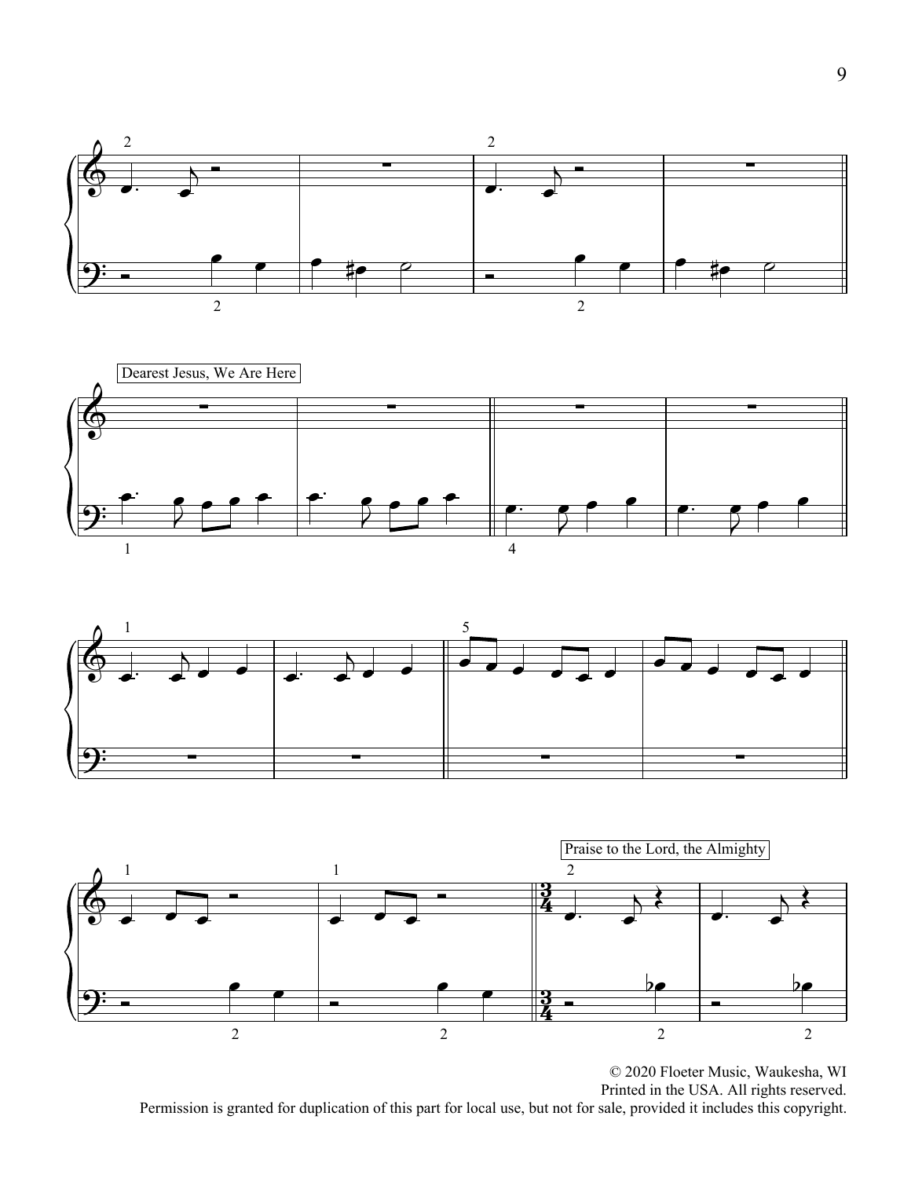Dearest Jesus, We Are Here

Praise to the Lord, the Almighty

© 2020 Floeter Music, Waukesha, WI
Printed in the USA. All rights reserved.
Permission is granted for duplication of this part for local use, but not for sale, provided it includes this copyright.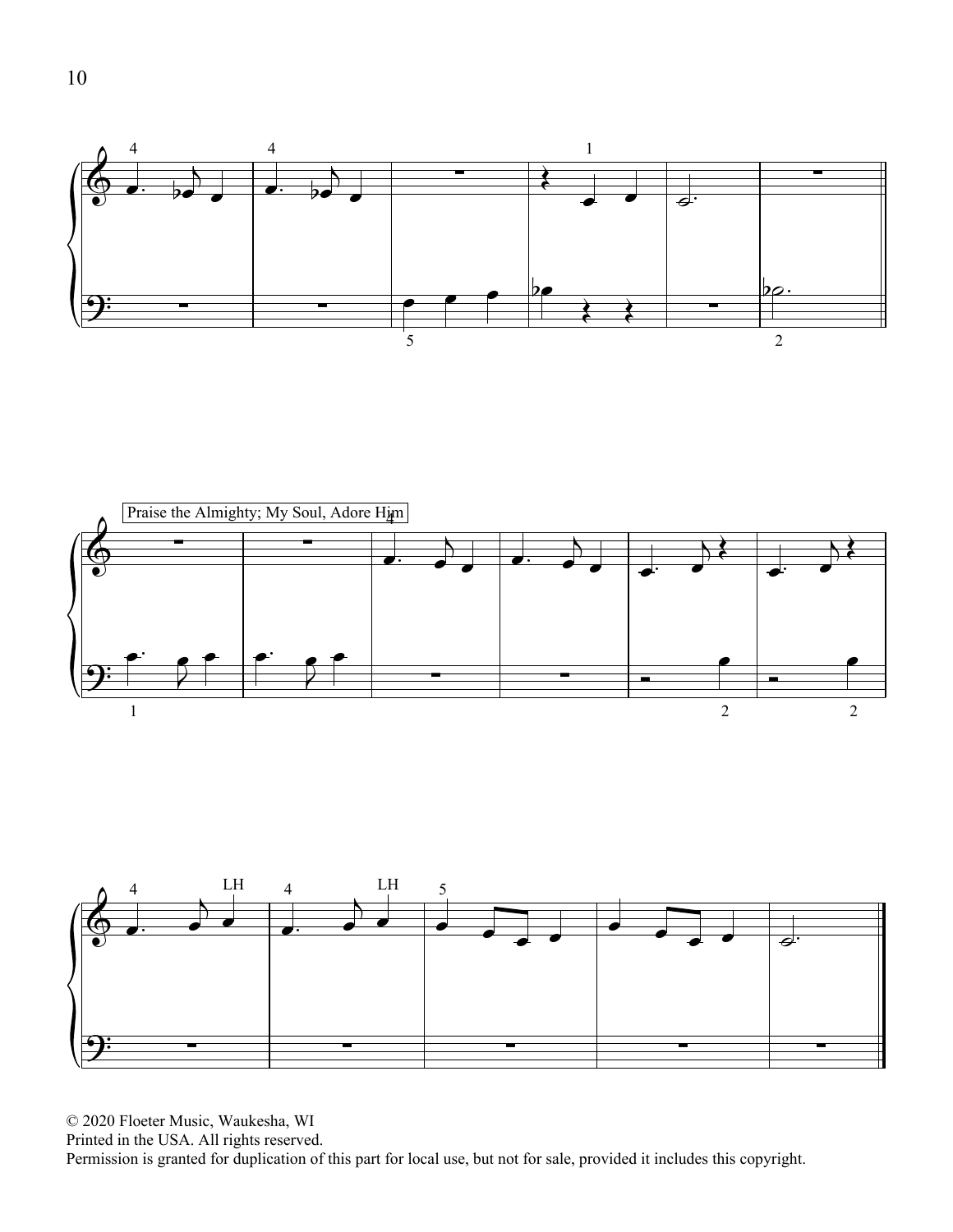Praise the Almighty; My Soul, Adore Him

© 2020 Floeter Music, Waukesha, WI
Printed in the USA. All rights reserved.
Permission is granted for duplication of this part for local use, but not for sale, provided it includes this copyright.